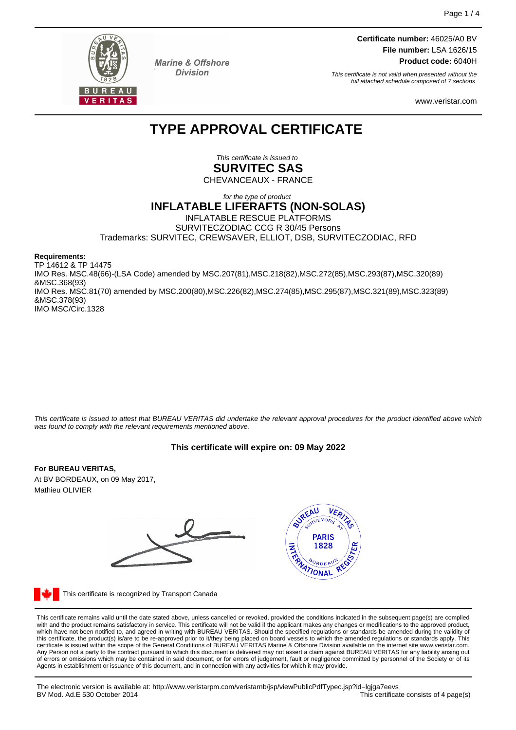Marine & Offshore Division

**Certificate number:** 46025/A0 BV
**File number:** LSA 1626/15
**Product code:** 6040H

*This certificate is not valid when presented without the full attached schedule composed of 7 sections*

www.veristar.com

# TYPE APPROVAL CERTIFICATE

*This certificate is issued to*
**SURVITEC SAS**
CHEVANCEAUX - FRANCE

*for the type of product*
**INFLATABLE LIFERAFTS (NON-SOLAS)**
INFLATABLE RESCUE PLATFORMS
SURVITECZODIAC CCG R 30/45 Persons
Trademarks: SURVITEC, CREWSAVER, ELLIOT, DSB, SURVITECZODIAC, RFD

**Requirements:**
TP 14612 & TP 14475
IMO Res. MSC.48(66)-(LSA Code) amended by MSC.207(81),MSC.218(82),MSC.272(85),MSC.293(87),MSC.320(89) &MSC.368(93)
IMO Res. MSC.81(70) amended by MSC.200(80),MSC.226(82),MSC.274(85),MSC.295(87),MSC.321(89),MSC.323(89) &MSC.378(93)
IMO MSC/Circ.1328

*This certificate is issued to attest that BUREAU VERITAS did undertake the relevant approval procedures for the product identified above which was found to comply with the relevant requirements mentioned above.*

**This certificate will expire on: 09 May 2022**

**For BUREAU VERITAS,**
At BV BORDEAUX, on 09 May 2017,
Mathieu OLIVIER

This certificate is recognized by Transport Canada

This certificate remains valid until the date stated above, unless cancelled or revoked, provided the conditions indicated in the subsequent page(s) are complied with and the product remains satisfactory in service. This certificate will not be valid if the applicant makes any changes or modifications to the approved product, which have not been notified to, and agreed in writing with BUREAU VERITAS. Should the specified regulations or standards be amended during the validity of this certificate, the product(s) is/are to be re-approved prior to it/they being placed on board vessels to which the amended regulations or standards apply. This certificate is issued within the scope of the General Conditions of BUREAU VERITAS Marine & Offshore Division available on the internet site www.veristar.com. Any Person not a party to the contract pursuant to which this document is delivered may not assert a claim against BUREAU VERITAS for any liability arising out of errors or omissions which may be contained in said document, or for errors of judgement, fault or negligence committed by personnel of the Society or of its Agents in establishment or issuance of this document, and in connection with any activities for which it may provide.

The electronic version is available at: http://www.veristarpm.com/veristarnb/jsp/viewPublicPdfTypec.jsp?id=lgjga7eevs
BV Mod. Ad.E 530 October 2014
This certificate consists of 4 page(s)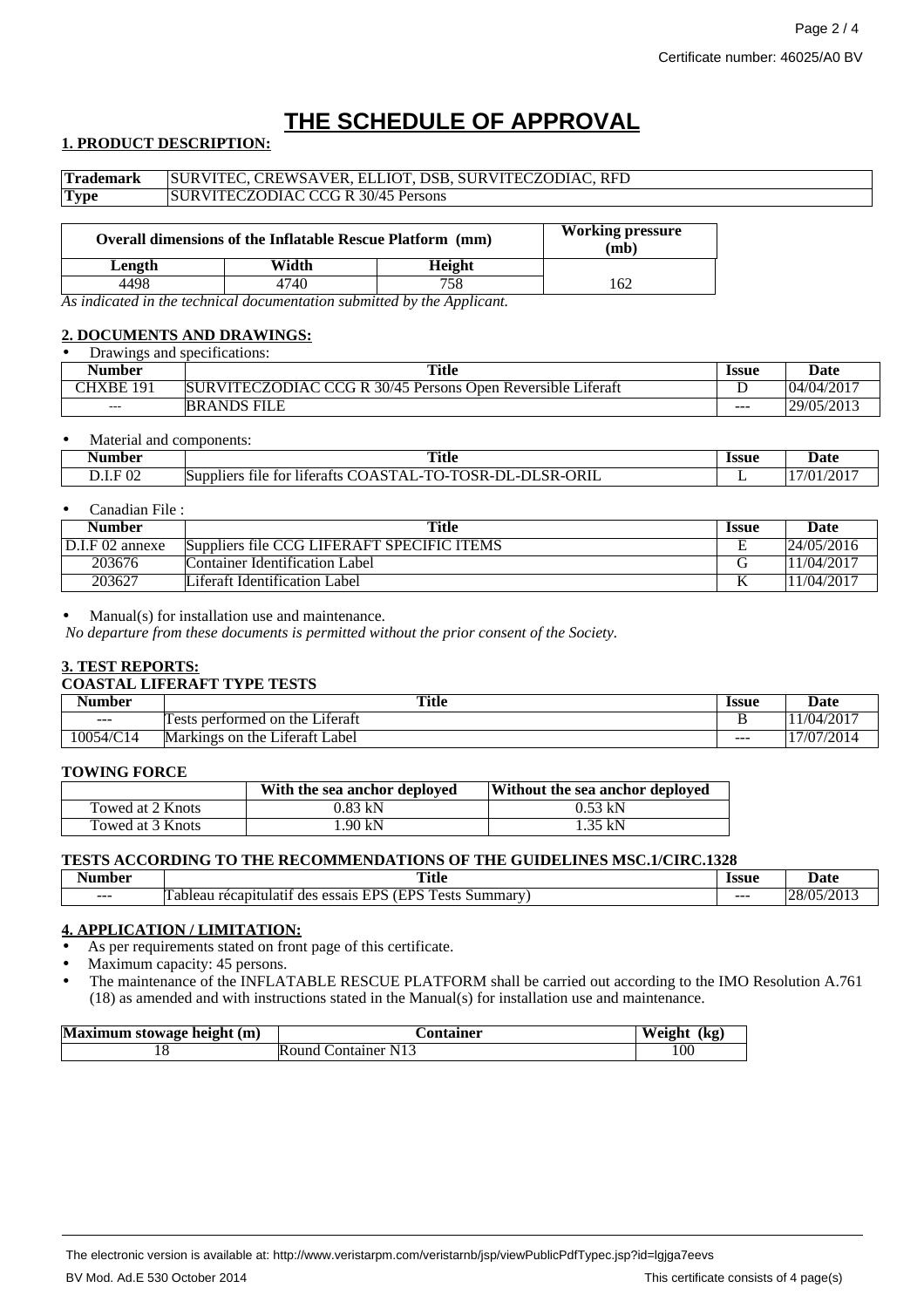# THE SCHEDULE OF APPROVAL

## 1. PRODUCT DESCRIPTION:

| **Trademark** | SURVITEC, CREWSAVER, ELLIOT, DSB, SURVITECZODIAC, RFD |
|---|---|
| **Type** | SURVITECZODIAC CCG R 30/45 Persons |

| Overall dimensions of the Inflatable Rescue Platform (mm) | | | Working pressure (mb) |
|---|---|---|---|
| **Length** | **Width** | **Height** | |
| 4498 | 4740 | 758 | 162 |

*As indicated in the technical documentation submitted by the Applicant.*

## 2. DOCUMENTS AND DRAWINGS:

- Drawings and specifications:

| Number | Title | Issue | Date |
|---|---|---|---|
| CHXBE 191 | SURVITECZODIAC CCG R 30/45 Persons Open Reversible Liferaft | D | 04/04/2017 |
| --- | BRANDS FILE | --- | 29/05/2013 |

- Material and components:

| Number | Title | Issue | Date |
|---|---|---|---|
| D.I.F 02 | Suppliers file for liferafts COASTAL-TO-TOSR-DL-DLSR-ORIL | L | 17/01/2017 |

- Canadian File :

| Number | Title | Issue | Date |
|---|---|---|---|
| D.I.F 02 annexe | Suppliers file CCG LIFERAFT SPECIFIC ITEMS | E | 24/05/2016 |
| 203676 | Container Identification Label | G | 11/04/2017 |
| 203627 | Liferaft Identification Label | K | 11/04/2017 |

- Manual(s) for installation use and maintenance.

*No departure from these documents is permitted without the prior consent of the Society.*

## 3. TEST REPORTS:

### COASTAL LIFERAFT TYPE TESTS

| Number | Title | Issue | Date |
|---|---|---|---|
| --- | Tests performed on the Liferaft | B | 11/04/2017 |
| 10054/C14 | Markings on the Liferaft Label | --- | 17/07/2014 |

### TOWING FORCE

| | With the sea anchor deployed | Without the sea anchor deployed |
|---|---|---|
| Towed at 2 Knots | 0.83 kN | 0.53 kN |
| Towed at 3 Knots | 1.90 kN | 1.35 kN |

### TESTS ACCORDING TO THE RECOMMENDATIONS OF THE GUIDELINES MSC.1/CIRC.1328

| Number | Title | Issue | Date |
|---|---|---|---|
| --- | Tableau récapitulatif des essais EPS (EPS Tests Summary) | --- | 28/05/2013 |

## 4. APPLICATION / LIMITATION:

- As per requirements stated on front page of this certificate.
- Maximum capacity: 45 persons.
- The maintenance of the INFLATABLE RESCUE PLATFORM shall be carried out according to the IMO Resolution A.761 (18) as amended and with instructions stated in the Manual(s) for installation use and maintenance.

| Maximum stowage height (m) | Container | Weight (kg) |
|---|---|---|
| 18 | Round Container N13 | 100 |

The electronic version is available at: http://www.veristarpm.com/veristarnb/jsp/viewPublicPdfTypec.jsp?id=lgjga7eevs

BV Mod. Ad.E 530 October 2014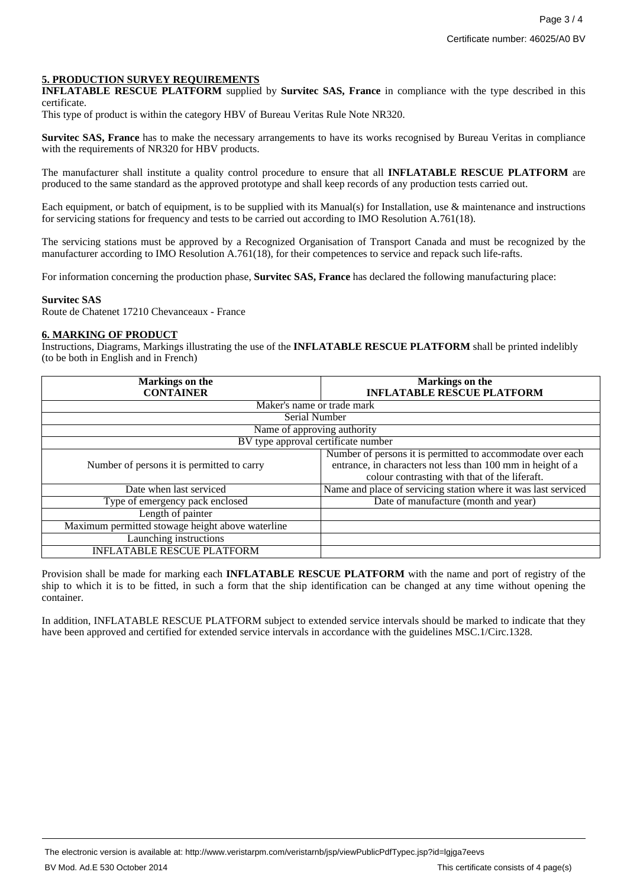## 5. PRODUCTION SURVEY REQUIREMENTS

**INFLATABLE RESCUE PLATFORM** supplied by **Survitec SAS, France** in compliance with the type described in this certificate.

This type of product is within the category HBV of Bureau Veritas Rule Note NR320.

**Survitec SAS, France** has to make the necessary arrangements to have its works recognised by Bureau Veritas in compliance with the requirements of NR320 for HBV products.

The manufacturer shall institute a quality control procedure to ensure that all **INFLATABLE RESCUE PLATFORM** are produced to the same standard as the approved prototype and shall keep records of any production tests carried out.

Each equipment, or batch of equipment, is to be supplied with its Manual(s) for Installation, use & maintenance and instructions for servicing stations for frequency and tests to be carried out according to IMO Resolution A.761(18).

The servicing stations must be approved by a Recognized Organisation of Transport Canada and must be recognized by the manufacturer according to IMO Resolution A.761(18), for their competences to service and repack such life-rafts.

For information concerning the production phase, **Survitec SAS, France** has declared the following manufacturing place:

**Survitec SAS**
Route de Chatenet 17210 Chevanceaux - France

## 6. MARKING OF PRODUCT

Instructions, Diagrams, Markings illustrating the use of the **INFLATABLE RESCUE PLATFORM** shall be printed indelibly (to be both in English and in French)

| Markings on the CONTAINER | Markings on the INFLATABLE RESCUE PLATFORM |
|---|---|
| Maker's name or trade mark | |
| Serial Number | |
| Name of approving authority | |
| BV type approval certificate number | |
| Number of persons it is permitted to carry | Number of persons it is permitted to accommodate over each entrance, in characters not less than 100 mm in height of a colour contrasting with that of the liferaft. |
| Date when last serviced | Name and place of servicing station where it was last serviced |
| Type of emergency pack enclosed | Date of manufacture (month and year) |
| Length of painter | |
| Maximum permitted stowage height above waterline | |
| Launching instructions | |
| INFLATABLE RESCUE PLATFORM | |

Provision shall be made for marking each **INFLATABLE RESCUE PLATFORM** with the name and port of registry of the ship to which it is to be fitted, in such a form that the ship identification can be changed at any time without opening the container.

In addition, INFLATABLE RESCUE PLATFORM subject to extended service intervals should be marked to indicate that they have been approved and certified for extended service intervals in accordance with the guidelines MSC.1/Circ.1328.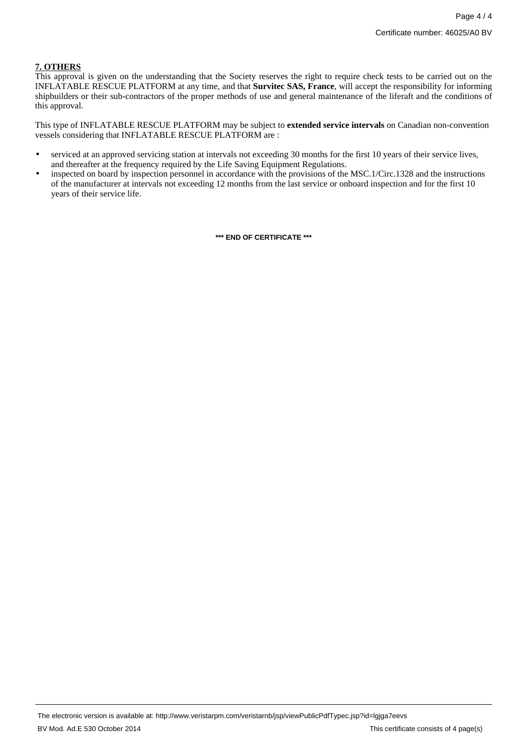## 7. OTHERS

This approval is given on the understanding that the Society reserves the right to require check tests to be carried out on the INFLATABLE RESCUE PLATFORM at any time, and that **Survitec SAS, France**, will accept the responsibility for informing shipbuilders or their sub-contractors of the proper methods of use and general maintenance of the liferaft and the conditions of this approval.

This type of INFLATABLE RESCUE PLATFORM may be subject to **extended service intervals** on Canadian non-convention vessels considering that INFLATABLE RESCUE PLATFORM are :

- serviced at an approved servicing station at intervals not exceeding 30 months for the first 10 years of their service lives, and thereafter at the frequency required by the Life Saving Equipment Regulations.
- inspected on board by inspection personnel in accordance with the provisions of the MSC.1/Circ.1328 and the instructions of the manufacturer at intervals not exceeding 12 months from the last service or onboard inspection and for the first 10 years of their service life.

**\*\*\* END OF CERTIFICATE \*\*\***

The electronic version is available at: http://www.veristarpm.com/veristarnb/jsp/viewPublicPdfTypec.jsp?id=lgjga7eevs

BV Mod. Ad.E 530 October 2014

This certificate consists of 4 page(s)